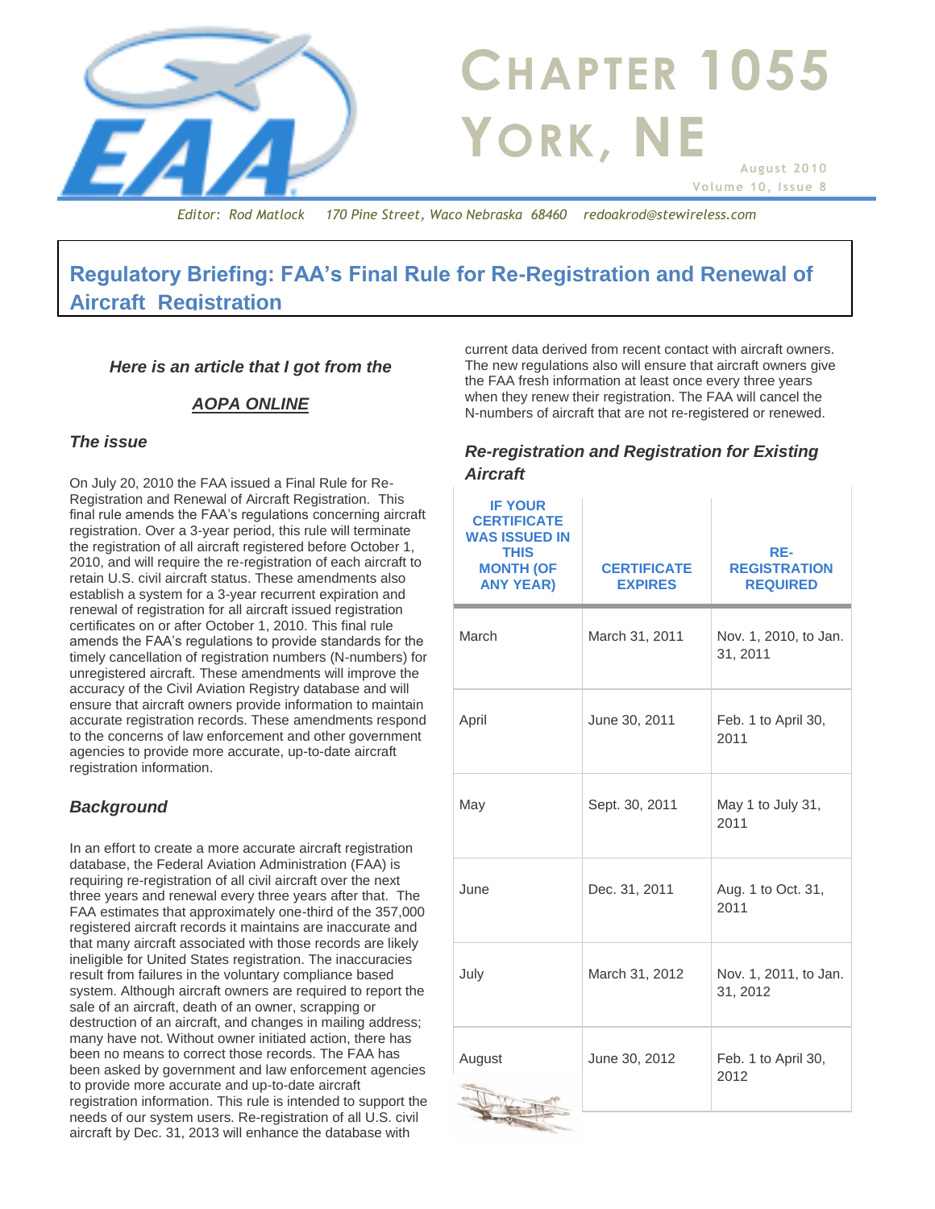# Chapter 1055 York, NE

August 2010
Volume 10, Issue 8

*Editor: Rod Matlock 170 Pine Street, Waco Nebraska 68460 redoakrod@stewireless.com*

## Regulatory Briefing: FAA's Final Rule for Re-Registration and Renewal of Aircraft Registration

***Here is an article that I got from the***

***AOPA ONLINE***

### *The issue*

On July 20, 2010 the FAA issued a Final Rule for Re-Registration and Renewal of Aircraft Registration. This final rule amends the FAA's regulations concerning aircraft registration. Over a 3-year period, this rule will terminate the registration of all aircraft registered before October 1, 2010, and will require the re-registration of each aircraft to retain U.S. civil aircraft status. These amendments also establish a system for a 3-year recurrent expiration and renewal of registration for all aircraft issued registration certificates on or after October 1, 2010. This final rule amends the FAA's regulations to provide standards for the timely cancellation of registration numbers (N-numbers) for unregistered aircraft. These amendments will improve the accuracy of the Civil Aviation Registry database and will ensure that aircraft owners provide information to maintain accurate registration records. These amendments respond to the concerns of law enforcement and other government agencies to provide more accurate, up-to-date aircraft registration information.

### *Background*

In an effort to create a more accurate aircraft registration database, the Federal Aviation Administration (FAA) is requiring re-registration of all civil aircraft over the next three years and renewal every three years after that. The FAA estimates that approximately one-third of the 357,000 registered aircraft records it maintains are inaccurate and that many aircraft associated with those records are likely ineligible for United States registration. The inaccuracies result from failures in the voluntary compliance based system. Although aircraft owners are required to report the sale of an aircraft, death of an owner, scrapping or destruction of an aircraft, and changes in mailing address; many have not. Without owner initiated action, there has been no means to correct those records. The FAA has been asked by government and law enforcement agencies to provide more accurate and up-to-date aircraft registration information. This rule is intended to support the needs of our system users. Re-registration of all U.S. civil aircraft by Dec. 31, 2013 will enhance the database with current data derived from recent contact with aircraft owners. The new regulations also will ensure that aircraft owners give the FAA fresh information at least once every three years when they renew their registration. The FAA will cancel the N-numbers of aircraft that are not re-registered or renewed.

### *Re-registration and Registration for Existing Aircraft*

| IF YOUR CERTIFICATE WAS ISSUED IN THIS MONTH (OF ANY YEAR) | CERTIFICATE EXPIRES | RE-REGISTRATION REQUIRED |
|---|---|---|
| March | March 31, 2011 | Nov. 1, 2010, to Jan. 31, 2011 |
| April | June 30, 2011 | Feb. 1 to April 30, 2011 |
| May | Sept. 30, 2011 | May 1 to July 31, 2011 |
| June | Dec. 31, 2011 | Aug. 1 to Oct. 31, 2011 |
| July | March 31, 2012 | Nov. 1, 2011, to Jan. 31, 2012 |
| August | June 30, 2012 | Feb. 1 to April 30, 2012 |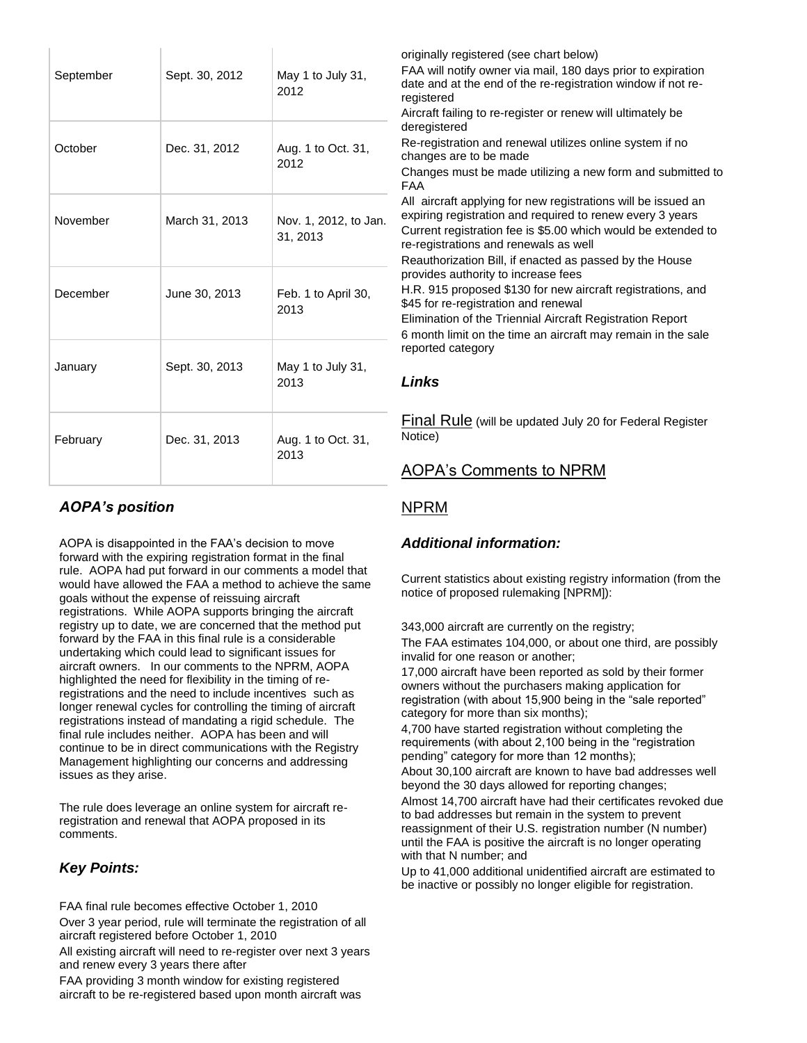| September | Sept. 30, 2012 | May 1 to July 31, 2012 |
|---|---|---|
| October | Dec. 31, 2012 | Aug. 1 to Oct. 31, 2012 |
| November | March 31, 2013 | Nov. 1, 2012, to Jan. 31, 2013 |
| December | June 30, 2013 | Feb. 1 to April 30, 2013 |
| January | Sept. 30, 2013 | May 1 to July 31, 2013 |
| February | Dec. 31, 2013 | Aug. 1 to Oct. 31, 2013 |

### *AOPA's position*

AOPA is disappointed in the FAA's decision to move forward with the expiring registration format in the final rule. AOPA had put forward in our comments a model that would have allowed the FAA a method to achieve the same goals without the expense of reissuing aircraft registrations. While AOPA supports bringing the aircraft registry up to date, we are concerned that the method put forward by the FAA in this final rule is a considerable undertaking which could lead to significant issues for aircraft owners. In our comments to the NPRM, AOPA highlighted the need for flexibility in the timing of re-registrations and the need to include incentives such as longer renewal cycles for controlling the timing of aircraft registrations instead of mandating a rigid schedule. The final rule includes neither. AOPA has been and will continue to be in direct communications with the Registry Management highlighting our concerns and addressing issues as they arise.

The rule does leverage an online system for aircraft re-registration and renewal that AOPA proposed in its comments.

### *Key Points:*

FAA final rule becomes effective October 1, 2010

Over 3 year period, rule will terminate the registration of all aircraft registered before October 1, 2010

All existing aircraft will need to re-register over next 3 years and renew every 3 years there after

FAA providing 3 month window for existing registered aircraft to be re-registered based upon month aircraft was originally registered (see chart below)

FAA will notify owner via mail, 180 days prior to expiration date and at the end of the re-registration window if not re-registered

Aircraft failing to re-register or renew will ultimately be deregistered

Re-registration and renewal utilizes online system if no changes are to be made

Changes must be made utilizing a new form and submitted to FAA

All aircraft applying for new registrations will be issued an expiring registration and required to renew every 3 years

Current registration fee is $5.00 which would be extended to re-registrations and renewals as well

Reauthorization Bill, if enacted as passed by the House provides authority to increase fees

H.R. 915 proposed $130 for new aircraft registrations, and $45 for re-registration and renewal

Elimination of the Triennial Aircraft Registration Report

6 month limit on the time an aircraft may remain in the sale reported category

### *Links*

Final Rule (will be updated July 20 for Federal Register Notice)

AOPA's Comments to NPRM

NPRM

### *Additional information:*

Current statistics about existing registry information (from the notice of proposed rulemaking [NPRM]):

343,000 aircraft are currently on the registry;

The FAA estimates 104,000, or about one third, are possibly invalid for one reason or another;

17,000 aircraft have been reported as sold by their former owners without the purchasers making application for registration (with about 15,900 being in the "sale reported" category for more than six months);

4,700 have started registration without completing the requirements (with about 2,100 being in the "registration pending" category for more than 12 months);

About 30,100 aircraft are known to have bad addresses well beyond the 30 days allowed for reporting changes;

Almost 14,700 aircraft have had their certificates revoked due to bad addresses but remain in the system to prevent reassignment of their U.S. registration number (N number) until the FAA is positive the aircraft is no longer operating with that N number; and

Up to 41,000 additional unidentified aircraft are estimated to be inactive or possibly no longer eligible for registration.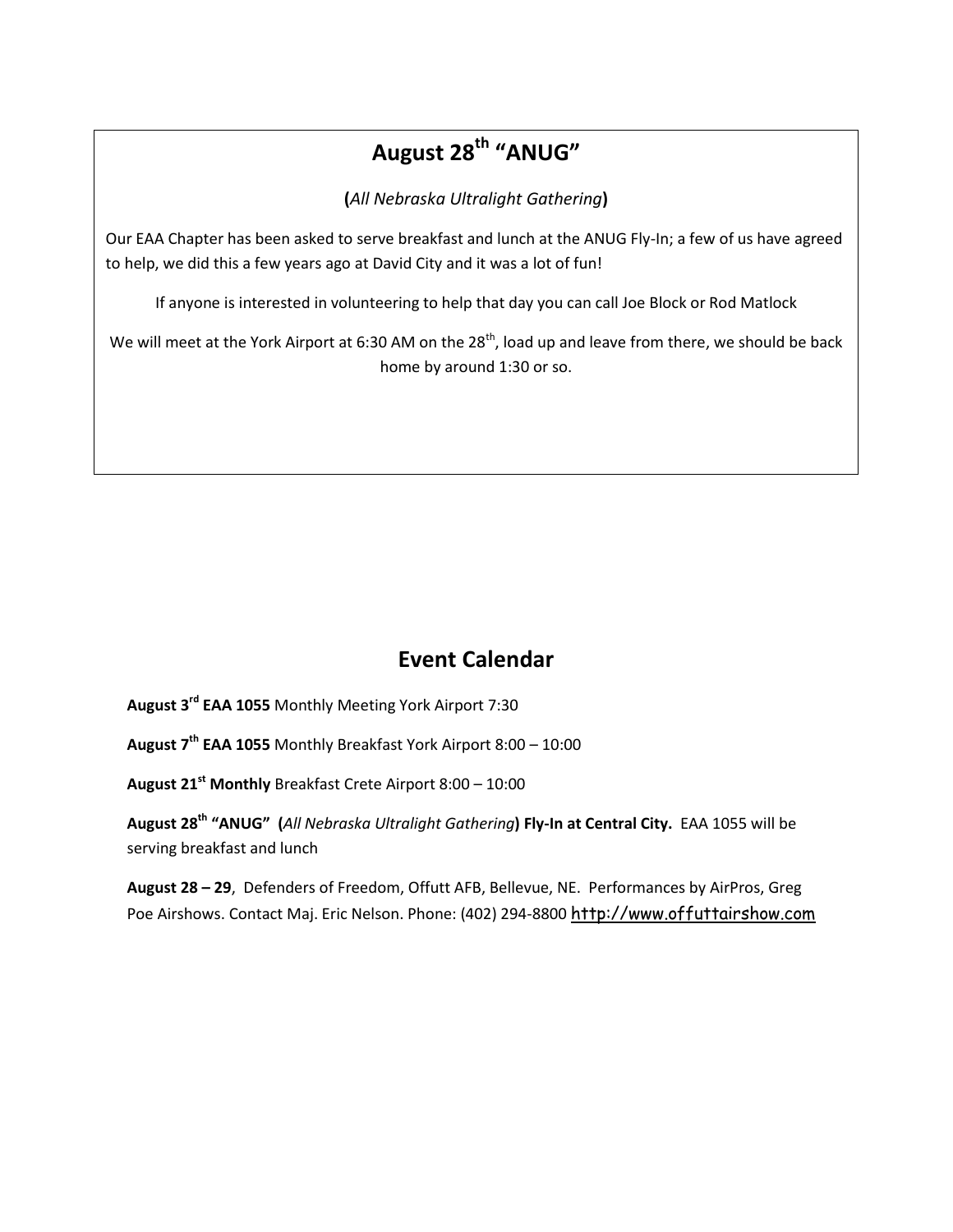## August 28th "ANUG"

**(***All Nebraska Ultralight Gathering***)**

Our EAA Chapter has been asked to serve breakfast and lunch at the ANUG Fly-In; a few of us have agreed to help, we did this a few years ago at David City and it was a lot of fun!

If anyone is interested in volunteering to help that day you can call Joe Block or Rod Matlock

We will meet at the York Airport at 6:30 AM on the 28th, load up and leave from there, we should be back home by around 1:30 or so.

## Event Calendar

**August 3rd EAA 1055** Monthly Meeting York Airport 7:30

**August 7th EAA 1055** Monthly Breakfast York Airport 8:00 – 10:00

**August 21st Monthly** Breakfast Crete Airport 8:00 – 10:00

**August 28th "ANUG" (***All Nebraska Ultralight Gathering***) Fly-In at Central City.** EAA 1055 will be serving breakfast and lunch

**August 28 – 29**, Defenders of Freedom, Offutt AFB, Bellevue, NE. Performances by AirPros, Greg Poe Airshows. Contact Maj. Eric Nelson. Phone: (402) 294-8800 http://www.offuttairshow.com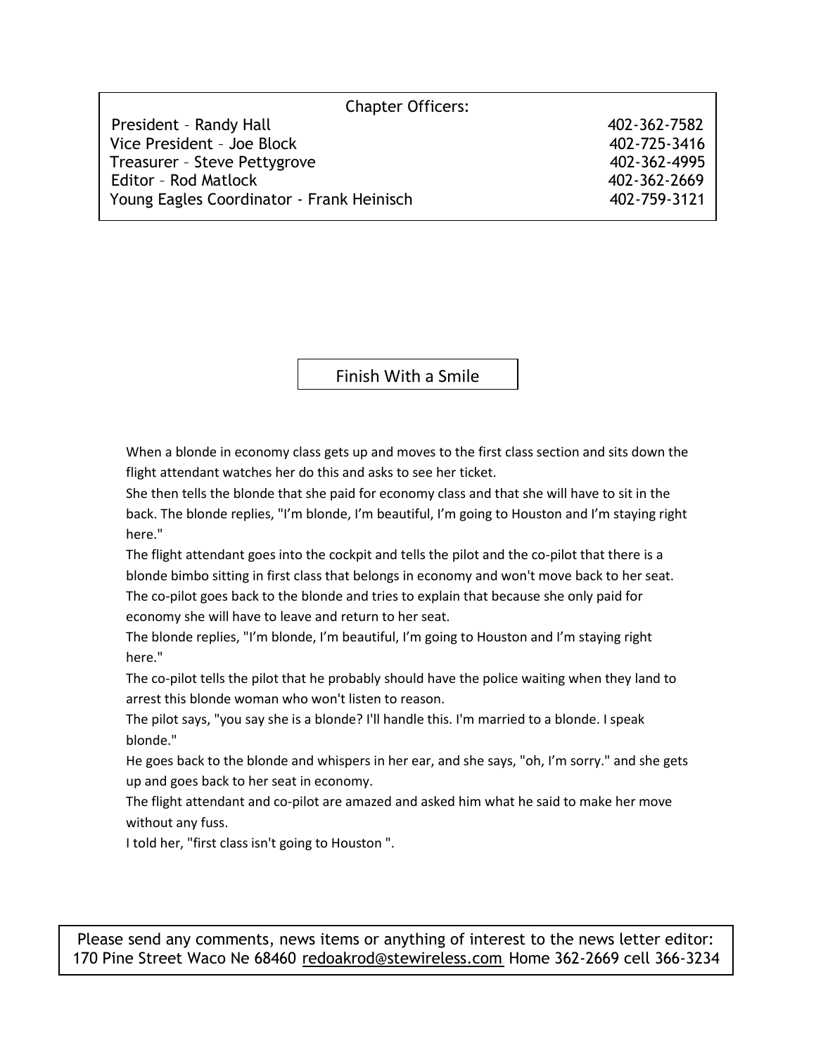| Chapter Officers: | |
|---|---|
| President – Randy Hall | 402-362-7582 |
| Vice President – Joe Block | 402-725-3416 |
| Treasurer – Steve Pettygrove | 402-362-4995 |
| Editor – Rod Matlock | 402-362-2669 |
| Young Eagles Coordinator - Frank Heinisch | 402-759-3121 |

## Finish With a Smile

When a blonde in economy class gets up and moves to the first class section and sits down the flight attendant watches her do this and asks to see her ticket.

She then tells the blonde that she paid for economy class and that she will have to sit in the back. The blonde replies, "I'm blonde, I'm beautiful, I'm going to Houston and I'm staying right here."

The flight attendant goes into the cockpit and tells the pilot and the co-pilot that there is a blonde bimbo sitting in first class that belongs in economy and won't move back to her seat.

The co-pilot goes back to the blonde and tries to explain that because she only paid for economy she will have to leave and return to her seat.

The blonde replies, "I'm blonde, I'm beautiful, I'm going to Houston and I'm staying right here."

The co-pilot tells the pilot that he probably should have the police waiting when they land to arrest this blonde woman who won't listen to reason.

The pilot says, "you say she is a blonde? I'll handle this. I'm married to a blonde. I speak blonde."

He goes back to the blonde and whispers in her ear, and she says, "oh, I'm sorry." and she gets up and goes back to her seat in economy.

The flight attendant and co-pilot are amazed and asked him what he said to make her move without any fuss.

I told her, "first class isn't going to Houston ".

Please send any comments, news items or anything of interest to the news letter editor: 170 Pine Street Waco Ne 68460 redoakrod@stewireless.com Home 362-2669 cell 366-3234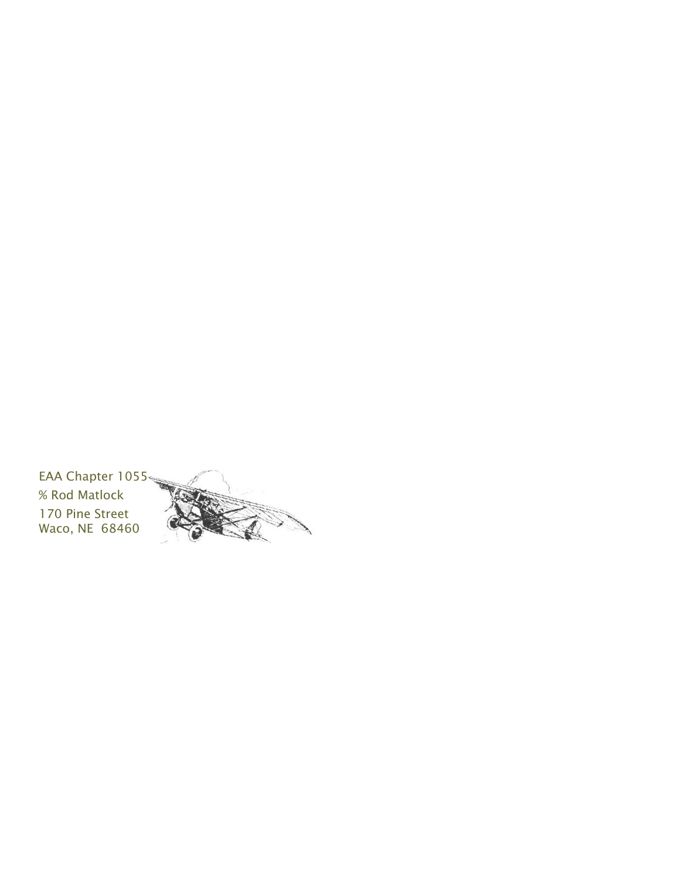EAA Chapter 1055
% Rod Matlock
170 Pine Street
Waco, NE 68460